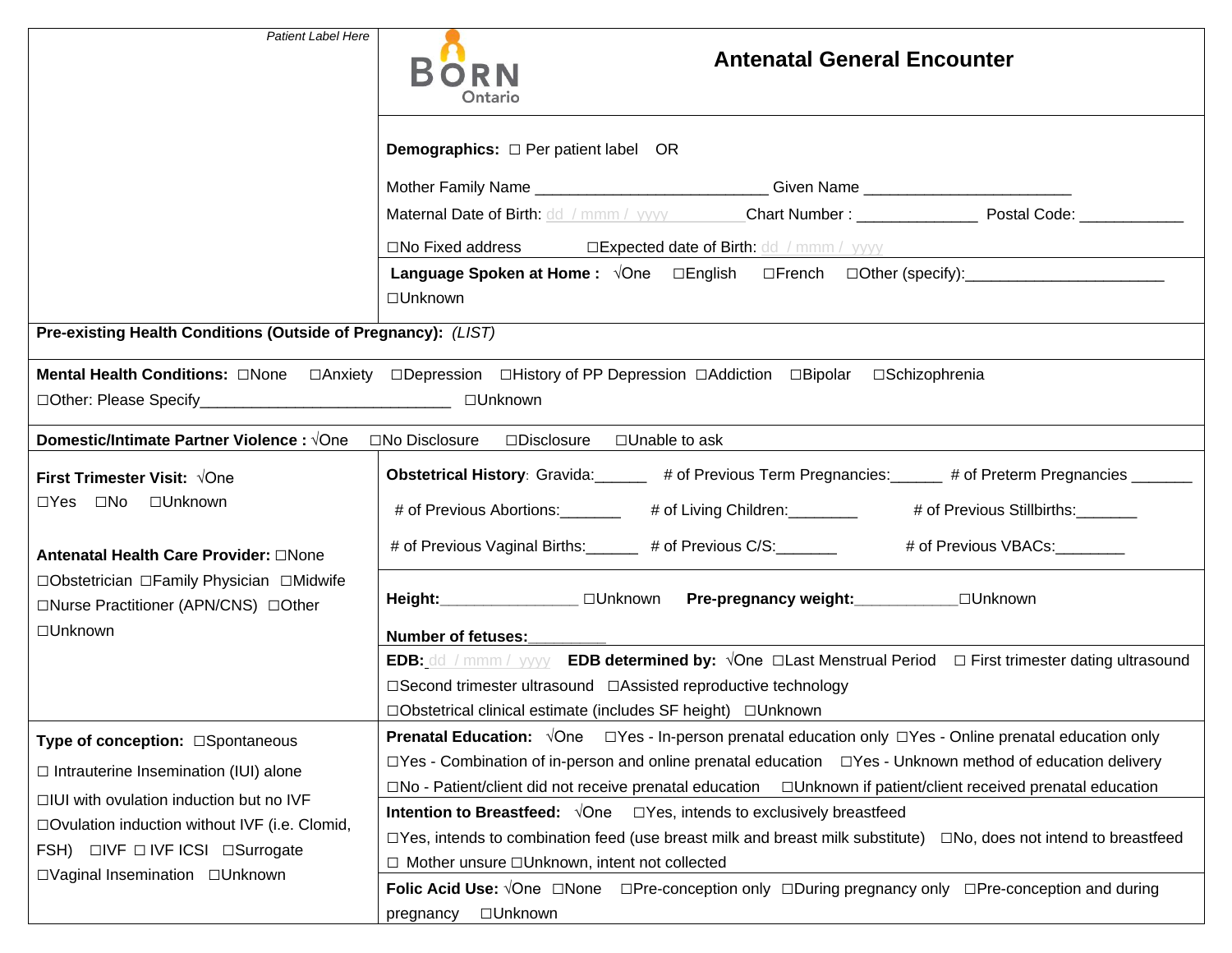*Patient Label Here*

BORN Ontario

# Antenatal General Encounter

**Demographics:** ☐ Per patient label OR

Mother Family Name ___________________________ Given Name ________________________

Maternal Date of Birth: dd / mmm / yyyy __________Chart Number : ______________ Postal Code: ____________

☐No Fixed address ☐Expected date of Birth: dd / mmm / yyyy

**Language Spoken at Home :** √One ☐English ☐French ☐Other (specify):_______________________ ☐Unknown

**Pre-existing Health Conditions (Outside of Pregnancy):** *(LIST)*

**Mental Health Conditions:** ☐None ☐Anxiety ☐Depression ☐History of PP Depression ☐Addiction ☐Bipolar ☐Schizophrenia ☐Other: Please Specify_____________________________ ☐Unknown

**Domestic/Intimate Partner Violence :** √One ☐No Disclosure ☐Disclosure ☐Unable to ask

**First Trimester Visit:** √One
☐Yes ☐No ☐Unknown

**Antenatal Health Care Provider:** ☐None ☐Obstetrician ☐Family Physician ☐Midwife ☐Nurse Practitioner (APN/CNS) ☐Other ☐Unknown

**Obstetrical History**: Gravida:______ # of Previous Term Pregnancies:______ # of Preterm Pregnancies _______

# of Previous Abortions:_______ # of Living Children:________ # of Previous Stillbirths:_______

# of Previous Vaginal Births:______ # of Previous C/S:_______ # of Previous VBACs:________

**Height:**________________ ☐Unknown **Pre-pregnancy weight:**____________☐Unknown

**Number of fetuses:**_________

**EDB:** dd / mmm / yyyy **EDB determined by:** √One ☐Last Menstrual Period ☐ First trimester dating ultrasound ☐Second trimester ultrasound ☐Assisted reproductive technology ☐Obstetrical clinical estimate (includes SF height) ☐Unknown

**Type of conception:** ☐Spontaneous
☐ Intrauterine Insemination (IUI) alone
☐IUI with ovulation induction but no IVF
☐Ovulation induction without IVF (i.e. Clomid, FSH) ☐IVF ☐ IVF ICSI ☐Surrogate
☐Vaginal Insemination ☐Unknown

**Prenatal Education:** √One ☐Yes - In-person prenatal education only ☐Yes - Online prenatal education only ☐Yes - Combination of in-person and online prenatal education ☐Yes - Unknown method of education delivery ☐No - Patient/client did not receive prenatal education ☐Unknown if patient/client received prenatal education

**Intention to Breastfeed:** √One ☐Yes, intends to exclusively breastfeed ☐Yes, intends to combination feed (use breast milk and breast milk substitute) ☐No, does not intend to breastfeed ☐ Mother unsure ☐Unknown, intent not collected

**Folic Acid Use:** √One ☐None ☐Pre-conception only ☐During pregnancy only ☐Pre-conception and during pregnancy ☐Unknown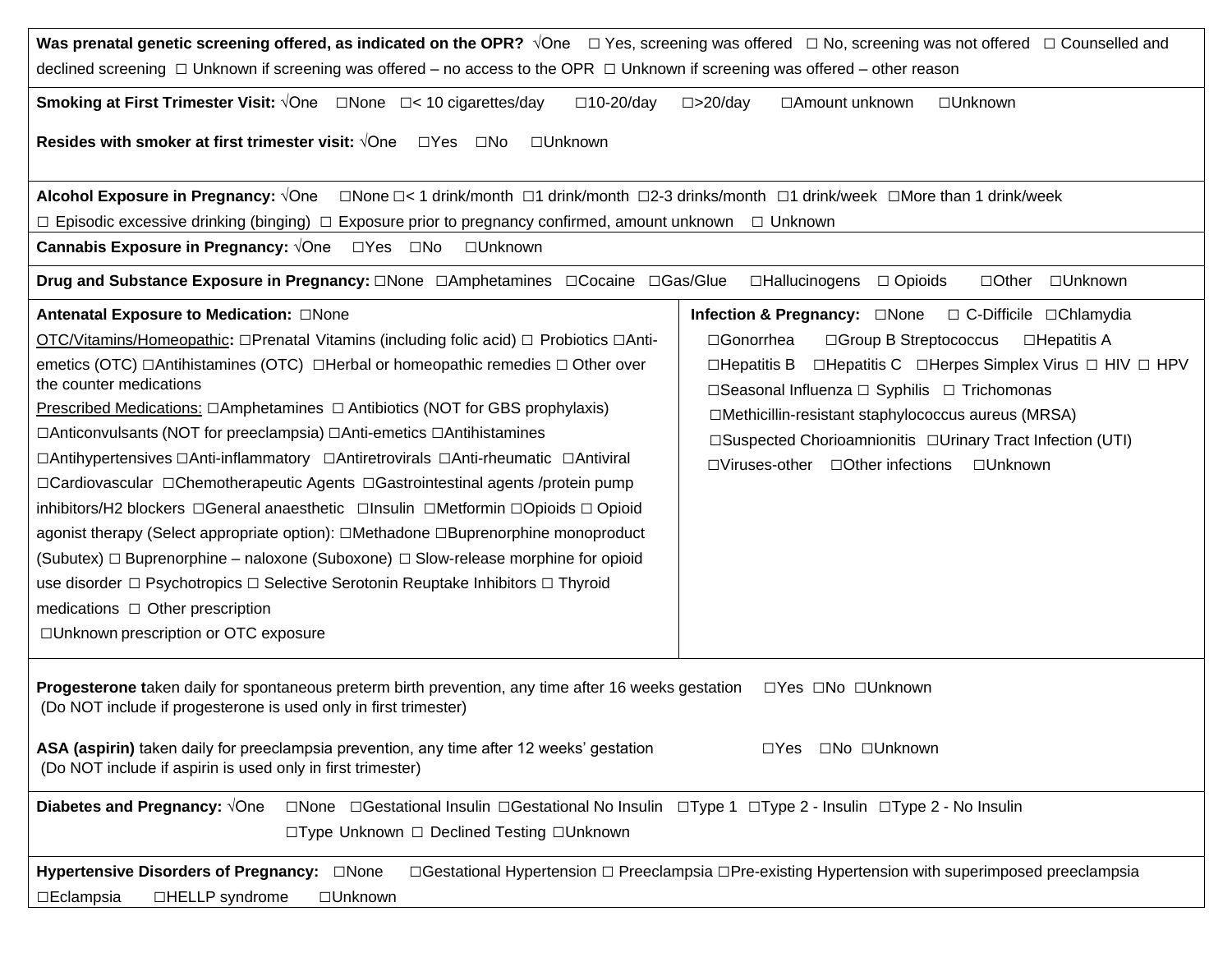**Was prenatal genetic screening offered, as indicated on the OPR?** √One ☐ Yes, screening was offered ☐ No, screening was not offered ☐ Counselled and declined screening ☐ Unknown if screening was offered – no access to the OPR ☐ Unknown if screening was offered – other reason

**Smoking at First Trimester Visit:** √One ☐None ☐< 10 cigarettes/day ☐10-20/day ☐>20/day ☐Amount unknown ☐Unknown

**Resides with smoker at first trimester visit:** √One ☐Yes ☐No ☐Unknown

**Alcohol Exposure in Pregnancy:** √One ☐None ☐< 1 drink/month ☐1 drink/month ☐2-3 drinks/month ☐1 drink/week ☐More than 1 drink/week ☐ Episodic excessive drinking (binging) ☐ Exposure prior to pregnancy confirmed, amount unknown ☐ Unknown

**Cannabis Exposure in Pregnancy:** √One ☐Yes ☐No ☐Unknown

**Drug and Substance Exposure in Pregnancy:** ☐None ☐Amphetamines ☐Cocaine ☐Gas/Glue ☐Hallucinogens ☐ Opioids ☐Other ☐Unknown

**Antenatal Exposure to Medication:** ☐None

OTC/Vitamins/Homeopathic**:** ☐Prenatal Vitamins (including folic acid) ☐ Probiotics ☐Anti-emetics (OTC) ☐Antihistamines (OTC) ☐Herbal or homeopathic remedies ☐ Other over the counter medications

Prescribed Medications: ☐Amphetamines ☐ Antibiotics (NOT for GBS prophylaxis) ☐Anticonvulsants (NOT for preeclampsia) ☐Anti-emetics ☐Antihistamines ☐Antihypertensives ☐Anti-inflammatory ☐Antiretrovirals ☐Anti-rheumatic ☐Antiviral ☐Cardiovascular ☐Chemotherapeutic Agents ☐Gastrointestinal agents /protein pump inhibitors/H2 blockers ☐General anaesthetic ☐Insulin ☐Metformin ☐Opioids ☐ Opioid agonist therapy (Select appropriate option): ☐Methadone ☐Buprenorphine monoproduct (Subutex) ☐ Buprenorphine – naloxone (Suboxone) ☐ Slow-release morphine for opioid use disorder ☐ Psychotropics ☐ Selective Serotonin Reuptake Inhibitors ☐ Thyroid medications ☐ Other prescription

☐Unknown prescription or OTC exposure

**Infection & Pregnancy:** ☐None ☐ C-Difficile ☐Chlamydia ☐Gonorrhea ☐Group B Streptococcus ☐Hepatitis A ☐Hepatitis B ☐Hepatitis C ☐Herpes Simplex Virus ☐ HIV ☐ HPV ☐Seasonal Influenza ☐ Syphilis ☐ Trichomonas ☐Methicillin-resistant staphylococcus aureus (MRSA) ☐Suspected Chorioamnionitis ☐Urinary Tract Infection (UTI) ☐Viruses-other ☐Other infections ☐Unknown

**Progesterone t**aken daily for spontaneous preterm birth prevention, any time after 16 weeks gestation ☐Yes ☐No ☐Unknown
(Do NOT include if progesterone is used only in first trimester)

**ASA (aspirin)** taken daily for preeclampsia prevention, any time after 12 weeks' gestation ☐Yes ☐No ☐Unknown
(Do NOT include if aspirin is used only in first trimester)

**Diabetes and Pregnancy:** √One ☐None ☐Gestational Insulin ☐Gestational No Insulin ☐Type 1 ☐Type 2 - Insulin ☐Type 2 - No Insulin ☐Type Unknown ☐ Declined Testing ☐Unknown

**Hypertensive Disorders of Pregnancy:** ☐None ☐Gestational Hypertension ☐ Preeclampsia ☐Pre-existing Hypertension with superimposed preeclampsia ☐Eclampsia ☐HELLP syndrome ☐Unknown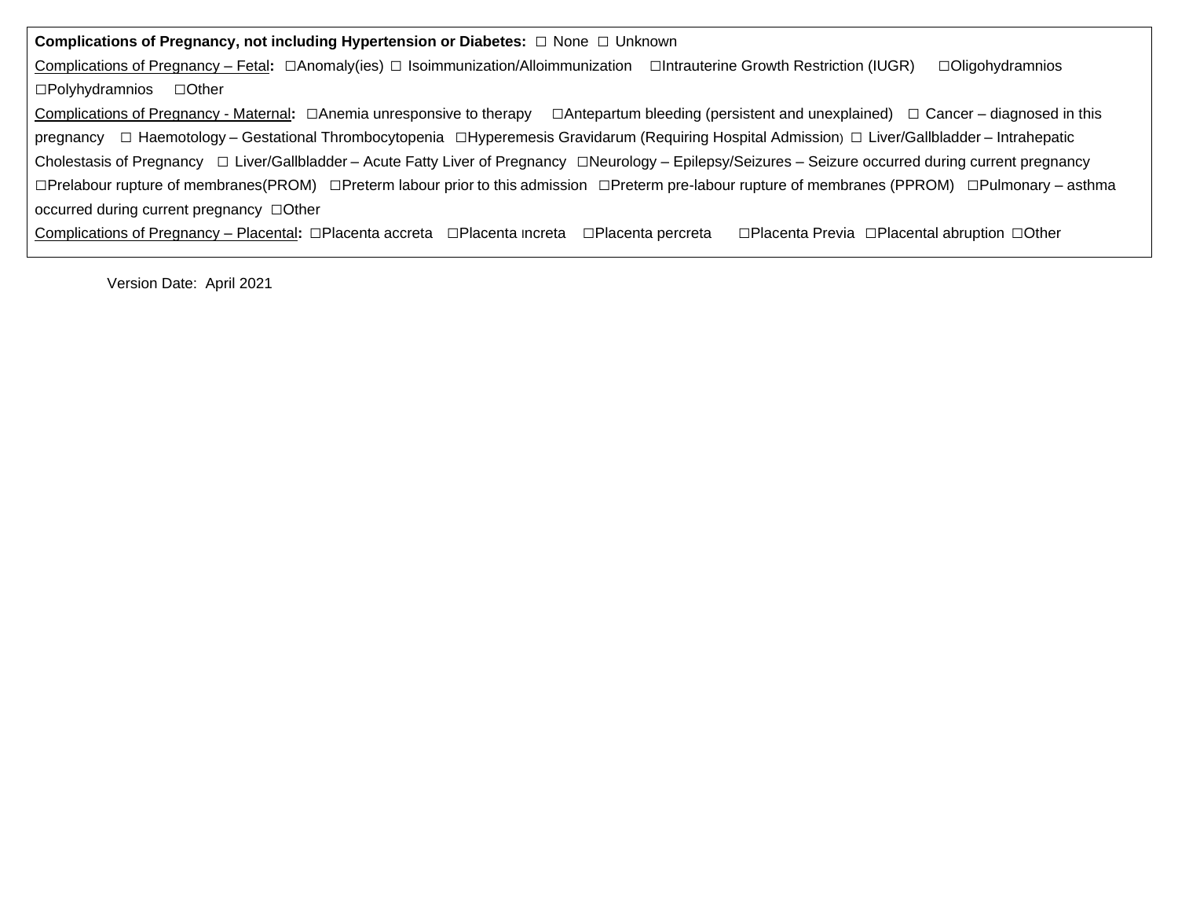**Complications of Pregnancy, not including Hypertension or Diabetes:** ☐ None ☐ Unknown

<u>Complications of Pregnancy – Fetal</u>**:** ☐Anomaly(ies) ☐ Isoimmunization/Alloimmunization ☐Intrauterine Growth Restriction (IUGR) ☐Oligohydramnios ☐Polyhydramnios ☐Other

<u>Complications of Pregnancy - Maternal</u>**:** ☐Anemia unresponsive to therapy ☐Antepartum bleeding (persistent and unexplained) ☐ Cancer – diagnosed in this pregnancy ☐ Haemotology – Gestational Thrombocytopenia ☐Hyperemesis Gravidarum (Requiring Hospital Admission) ☐ Liver/Gallbladder – Intrahepatic Cholestasis of Pregnancy ☐ Liver/Gallbladder – Acute Fatty Liver of Pregnancy ☐Neurology – Epilepsy/Seizures – Seizure occurred during current pregnancy ☐Prelabour rupture of membranes(PROM) ☐Preterm labour prior to this admission ☐Preterm pre-labour rupture of membranes (PPROM) ☐Pulmonary – asthma occurred during current pregnancy ☐Other

<u>Complications of Pregnancy – Placental</u>**:** ☐Placenta accreta ☐Placenta increta ☐Placenta percreta ☐Placenta Previa ☐Placental abruption ☐Other

Version Date: April 2021